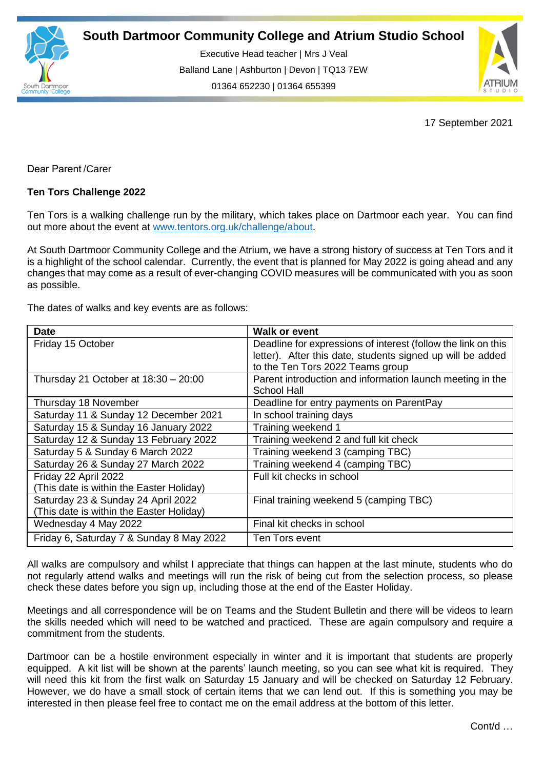# South Dartmoor Community College and Atrium Studio School

Executive Head teacher | Mrs J Veal
Balland Lane | Ashburton | Devon | TQ13 7EW
01364 652230 | 01364 655399

17 September 2021

Dear Parent /Carer

**Ten Tors Challenge 2022**

Ten Tors is a walking challenge run by the military, which takes place on Dartmoor each year. You can find out more about the event at [www.tentors.org.uk/challenge/about](www.tentors.org.uk/challenge/about).

At South Dartmoor Community College and the Atrium, we have a strong history of success at Ten Tors and it is a highlight of the school calendar. Currently, the event that is planned for May 2022 is going ahead and any changes that may come as a result of ever-changing COVID measures will be communicated with you as soon as possible.

The dates of walks and key events are as follows:

| Date | Walk or event |
| --- | --- |
| Friday 15 October | Deadline for expressions of interest (follow the link on this letter). After this date, students signed up will be added to the Ten Tors 2022 Teams group |
| Thursday 21 October at 18:30 – 20:00 | Parent introduction and information launch meeting in the School Hall |
| Thursday 18 November | Deadline for entry payments on ParentPay |
| Saturday 11 & Sunday 12 December 2021 | In school training days |
| Saturday 15 & Sunday 16 January 2022 | Training weekend 1 |
| Saturday 12 & Sunday 13 February 2022 | Training weekend 2 and full kit check |
| Saturday 5 & Sunday 6 March 2022 | Training weekend 3 (camping TBC) |
| Saturday 26 & Sunday 27 March 2022 | Training weekend 4 (camping TBC) |
| Friday 22 April 2022 (This date is within the Easter Holiday) | Full kit checks in school |
| Saturday 23 & Sunday 24 April 2022 (This date is within the Easter Holiday) | Final training weekend 5 (camping TBC) |
| Wednesday 4 May 2022 | Final kit checks in school |
| Friday 6, Saturday 7 & Sunday 8 May 2022 | Ten Tors event |

All walks are compulsory and whilst I appreciate that things can happen at the last minute, students who do not regularly attend walks and meetings will run the risk of being cut from the selection process, so please check these dates before you sign up, including those at the end of the Easter Holiday.

Meetings and all correspondence will be on Teams and the Student Bulletin and there will be videos to learn the skills needed which will need to be watched and practiced. These are again compulsory and require a commitment from the students.

Dartmoor can be a hostile environment especially in winter and it is important that students are properly equipped. A kit list will be shown at the parents' launch meeting, so you can see what kit is required. They will need this kit from the first walk on Saturday 15 January and will be checked on Saturday 12 February. However, we do have a small stock of certain items that we can lend out. If this is something you may be interested in then please feel free to contact me on the email address at the bottom of this letter.

Cont/d …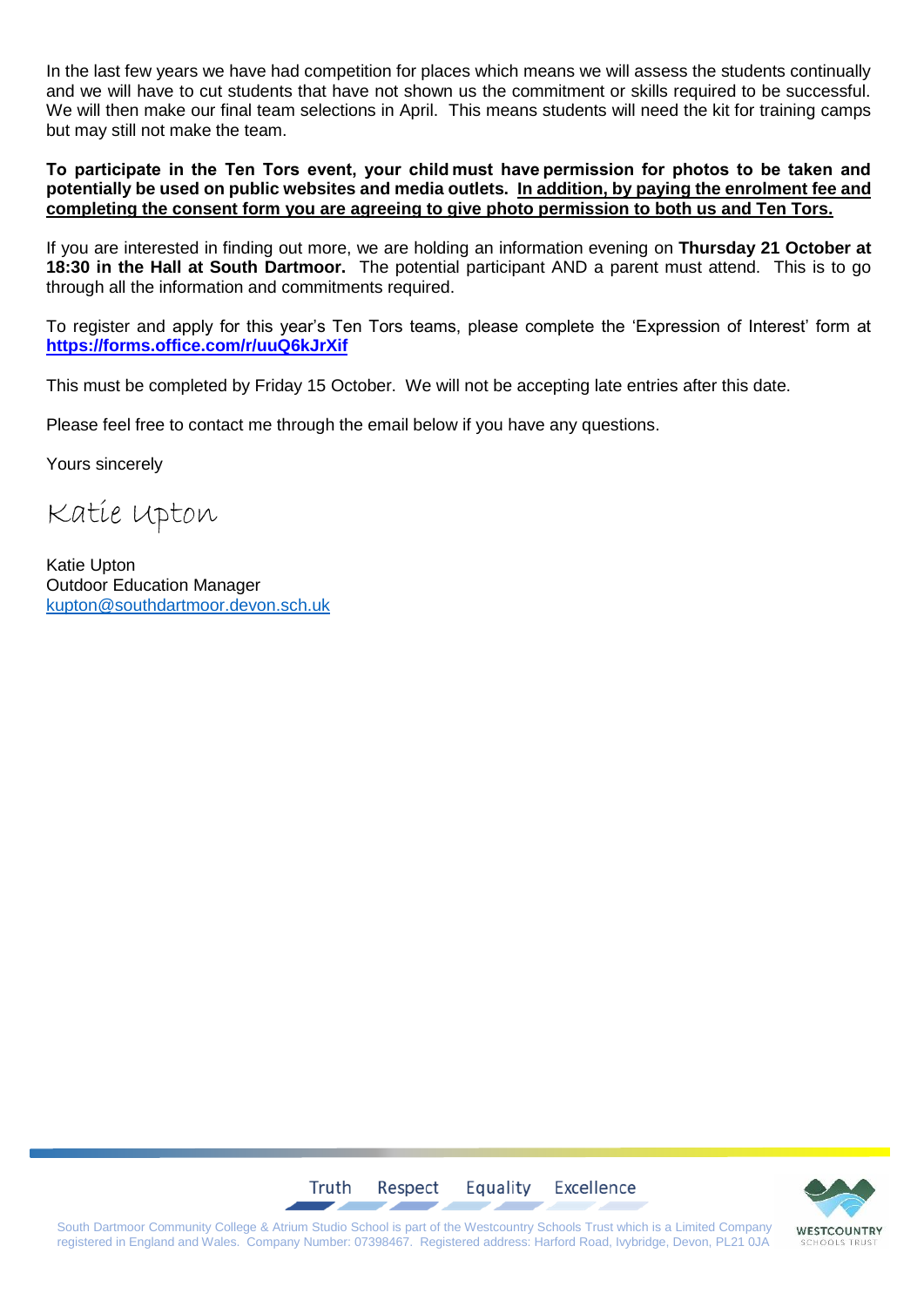In the last few years we have had competition for places which means we will assess the students continually and we will have to cut students that have not shown us the commitment or skills required to be successful. We will then make our final team selections in April. This means students will need the kit for training camps but may still not make the team.

**To participate in the Ten Tors event, your child must have permission for photos to be taken and potentially be used on public websites and media outlets. In addition, by paying the enrolment fee and completing the consent form you are agreeing to give photo permission to both us and Ten Tors.**

If you are interested in finding out more, we are holding an information evening on **Thursday 21 October at 18:30 in the Hall at South Dartmoor.** The potential participant AND a parent must attend. This is to go through all the information and commitments required.

To register and apply for this year's Ten Tors teams, please complete the 'Expression of Interest' form at **https://forms.office.com/r/uuQ6kJrXif**

This must be completed by Friday 15 October. We will not be accepting late entries after this date.

Please feel free to contact me through the email below if you have any questions.

Yours sincerely

*Katie Upton*

Katie Upton
Outdoor Education Manager
kupton@southdartmoor.devon.sch.uk

Truth Respect Equality Excellence

South Dartmoor Community College & Atrium Studio School is part of the Westcountry Schools Trust which is a Limited Company registered in England and Wales. Company Number: 07398467. Registered address: Harford Road, Ivybridge, Devon, PL21 0JA